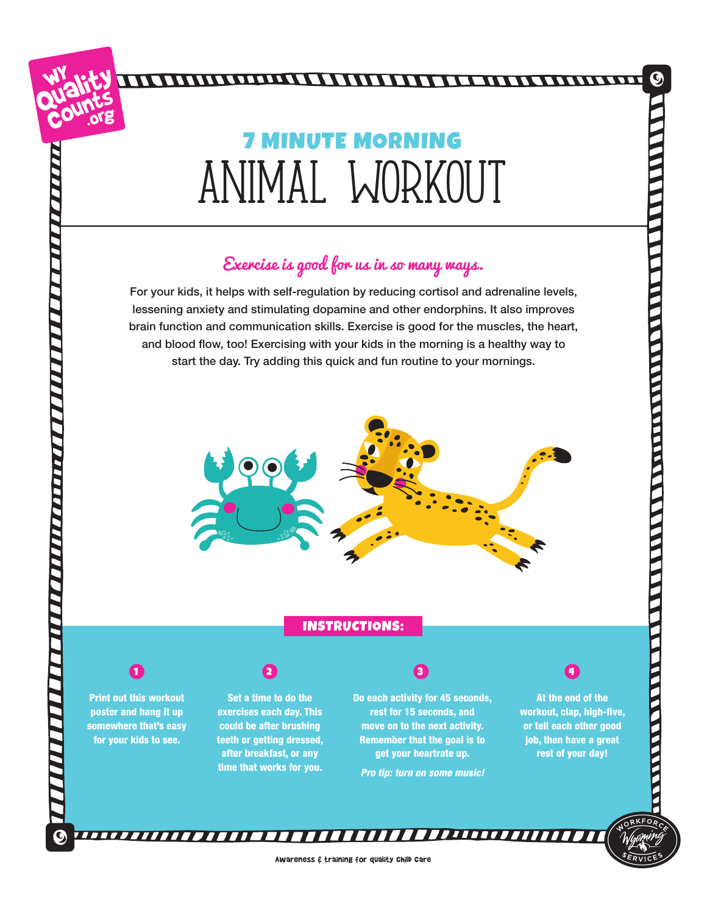WY Quality Counts .org

# 7 MINUTE MORNING
# ANIMAL WORKOUT

## *Exercise is good for us in so many ways.*

For your kids, it helps with self-regulation by reducing cortisol and adrenaline levels, lessening anxiety and stimulating dopamine and other endorphins. It also improves brain function and communication skills. Exercise is good for the muscles, the heart, and blood flow, too! Exercising with your kids in the morning is a healthy way to start the day. Try adding this quick and fun routine to your mornings.

## INSTRUCTIONS:

1. **Print out this workout poster and hang it up somewhere that's easy for your kids to see.**
2. **Set a time to do the exercises each day. This could be after brushing teeth or getting dressed, after breakfast, or any time that works for you.**
3. **Do each activity for 45 seconds, rest for 15 seconds, and move on to the next activity. Remember that the goal is to get your heartrate up.**

   ***Pro tip: turn on some music!***
4. **At the end of the workout, clap, high-five, or tell each other good job, then have a great rest of your day!**

Awareness & training for quality child care

Workforce Services Wyoming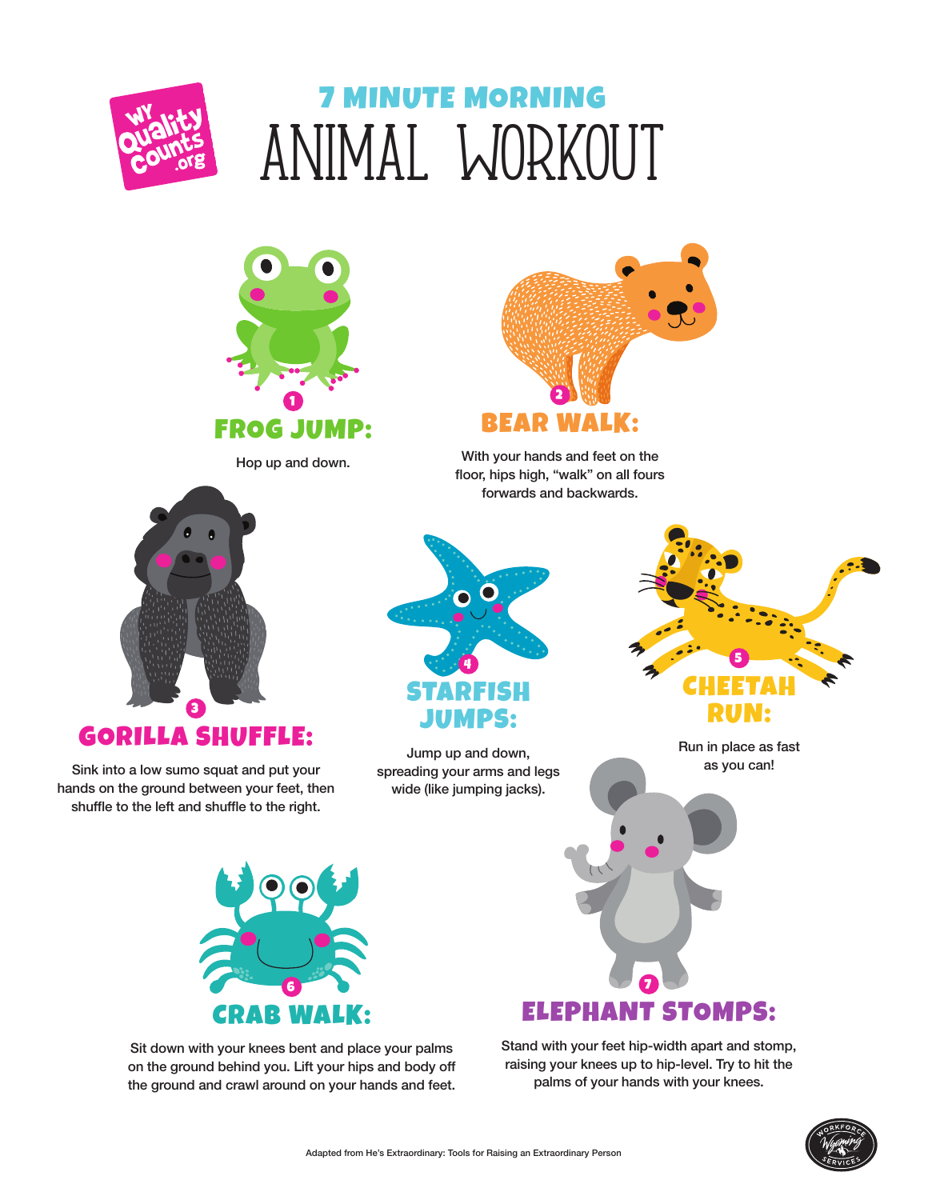# 7 MINUTE MORNING ANIMAL WORKOUT

## 1 FROG JUMP:

Hop up and down.

## 2 BEAR WALK:

With your hands and feet on the floor, hips high, "walk" on all fours forwards and backwards.

## 3 GORILLA SHUFFLE:

Sink into a low sumo squat and put your hands on the ground between your feet, then shuffle to the left and shuffle to the right.

## 4 STARFISH JUMPS:

Jump up and down, spreading your arms and legs wide (like jumping jacks).

## 5 CHEETAH RUN:

Run in place as fast as you can!

## 6 CRAB WALK:

Sit down with your knees bent and place your palms on the ground behind you. Lift your hips and body off the ground and crawl around on your hands and feet.

## 7 ELEPHANT STOMPS:

Stand with your feet hip-width apart and stomp, raising your knees up to hip-level. Try to hit the palms of your hands with your knees.

Adapted from He's Extraordinary: Tools for Raising an Extraordinary Person